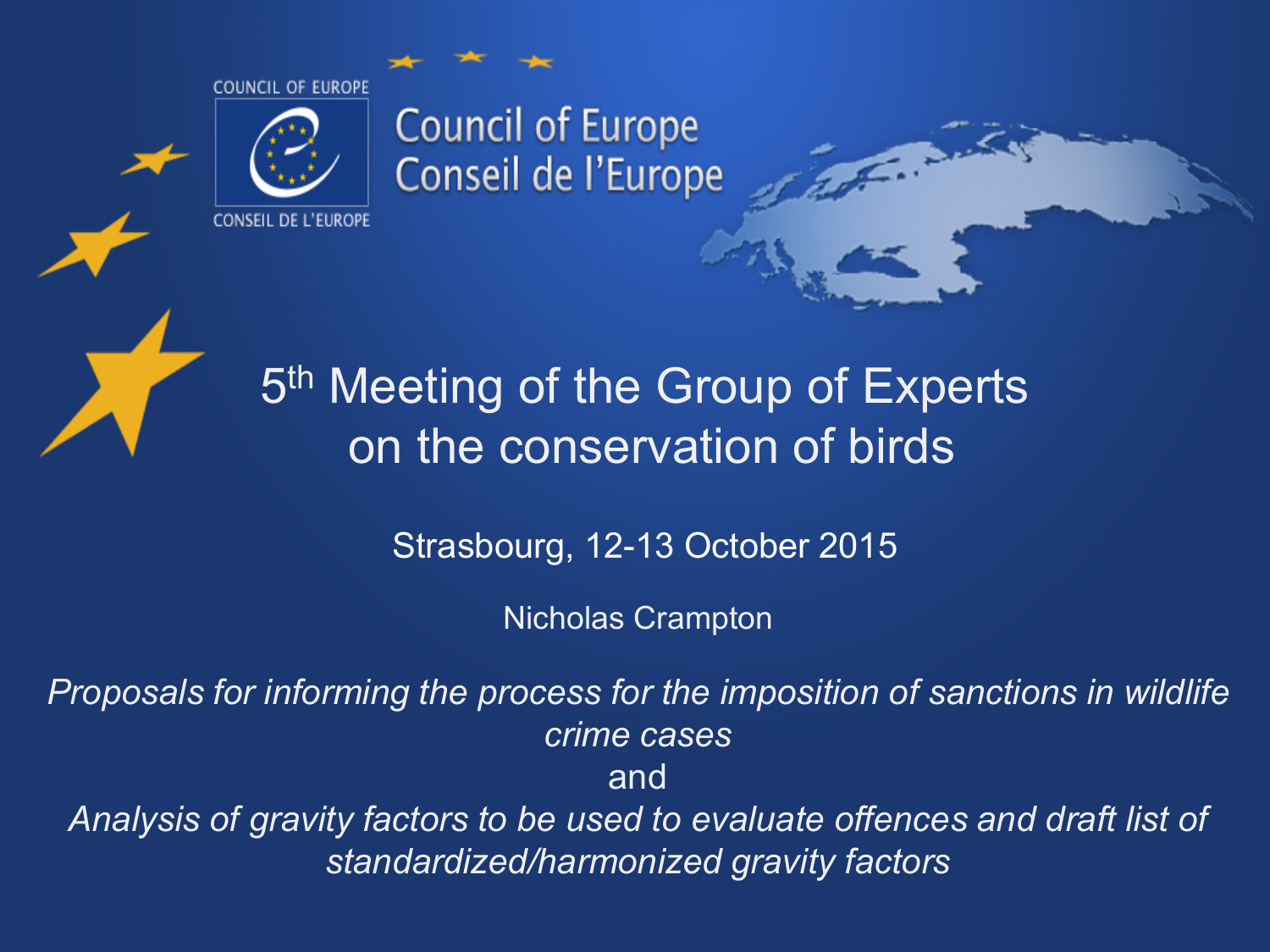COUNCIL OF EUROPE

CONSEIL DE L'EUROPE

Council of Europe
Conseil de l'Europe

# 5th Meeting of the Group of Experts on the conservation of birds

Strasbourg, 12-13 October 2015

Nicholas Crampton

*Proposals for informing the process for the imposition of sanctions in wildlife crime cases*

and

*Analysis of gravity factors to be used to evaluate offences and draft list of standardized/harmonized gravity factors*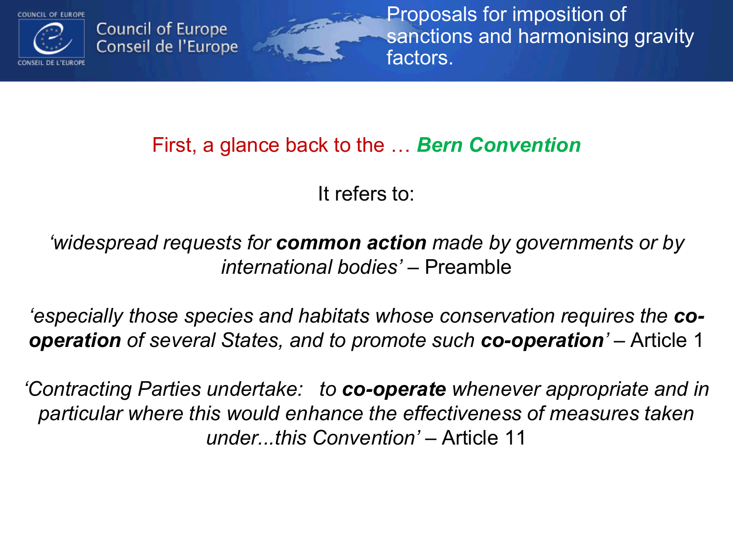First, a glance back to the … ***Bern Convention***

It refers to:

*'widespread requests for **common action** made by governments or by international bodies'* – Preamble

*'especially those species and habitats whose conservation requires the **co-operation** of several States, and to promote such **co-operation**'* – Article 1

*'Contracting Parties undertake: to **co-operate** whenever appropriate and in particular where this would enhance the effectiveness of measures taken under...this Convention'* – Article 11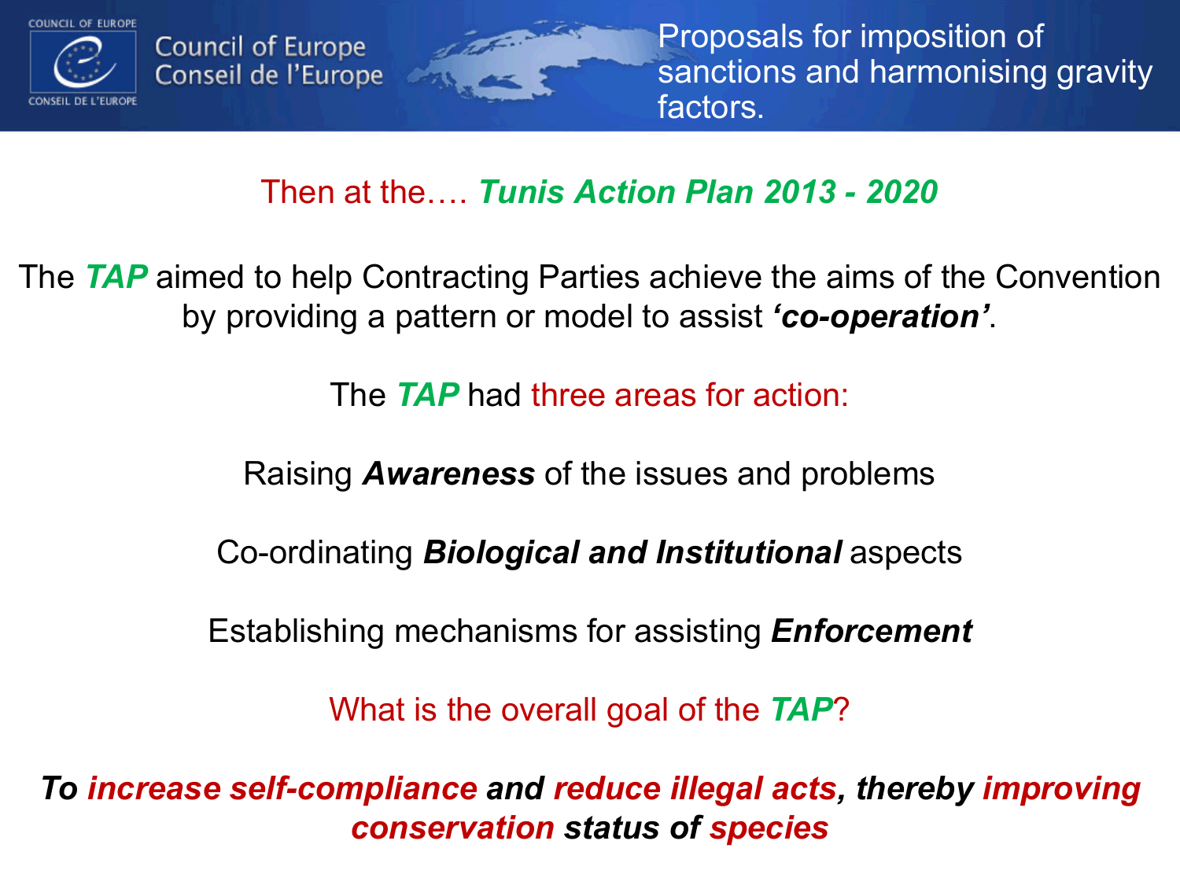Then at the…. ***Tunis Action Plan 2013 - 2020***

The ***TAP*** aimed to help Contracting Parties achieve the aims of the Convention by providing a pattern or model to assist ***'co-operation'***.

The ***TAP*** had three areas for action:

Raising ***Awareness*** of the issues and problems

Co-ordinating ***Biological and Institutional*** aspects

Establishing mechanisms for assisting ***Enforcement***

What is the overall goal of the ***TAP***?

***To increase self-compliance and reduce illegal acts, thereby improving conservation status of species***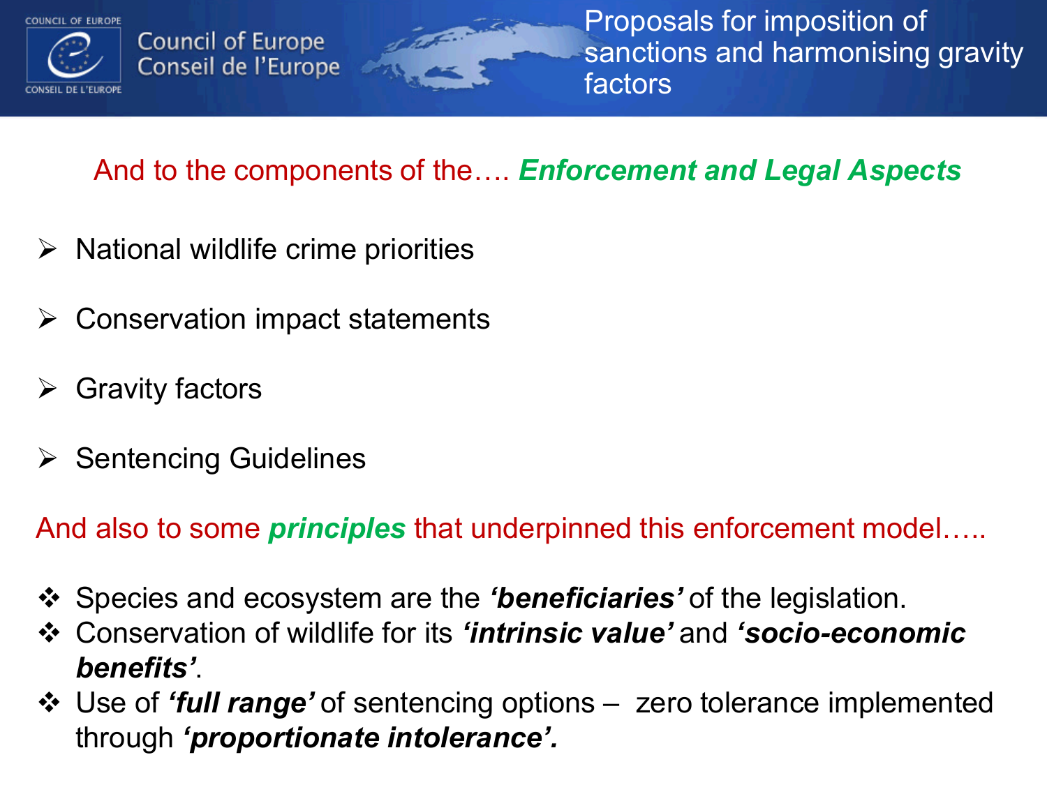And to the components of the…. ***Enforcement and Legal Aspects***

- National wildlife crime priorities
- Conservation impact statements
- Gravity factors
- Sentencing Guidelines

And also to some ***principles*** that underpinned this enforcement model…..

- Species and ecosystem are the ***'beneficiaries'*** of the legislation.
- Conservation of wildlife for its ***'intrinsic value'*** and ***'socio-economic benefits'***.
- Use of ***'full range'*** of sentencing options – zero tolerance implemented through ***'proportionate intolerance'.***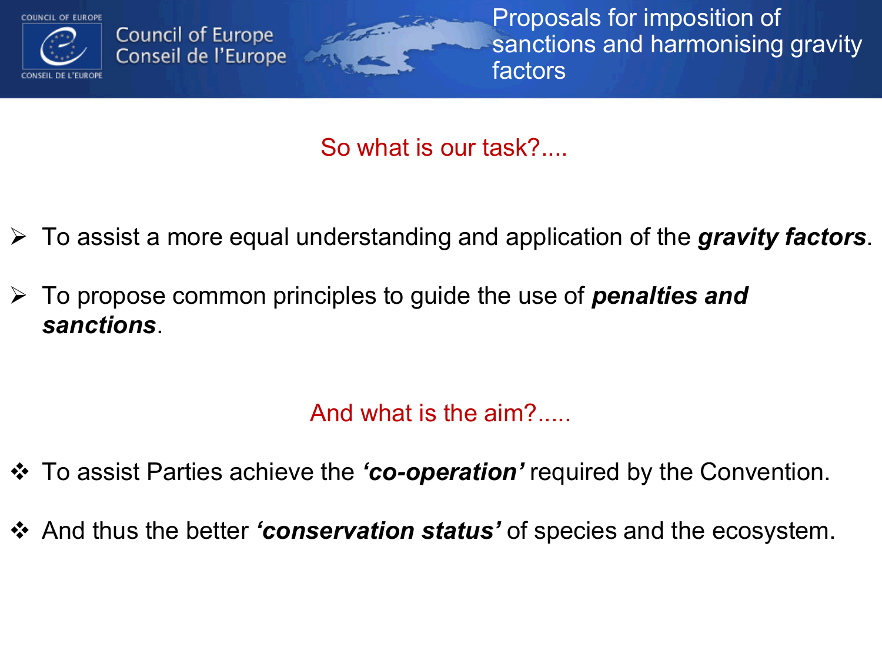## So what is our task?....

- To assist a more equal understanding and application of the ***gravity factors***.
- To propose common principles to guide the use of ***penalties and sanctions***.

## And what is the aim?.....

- To assist Parties achieve the ***'co-operation'*** required by the Convention.
- And thus the better ***'conservation status'*** of species and the ecosystem.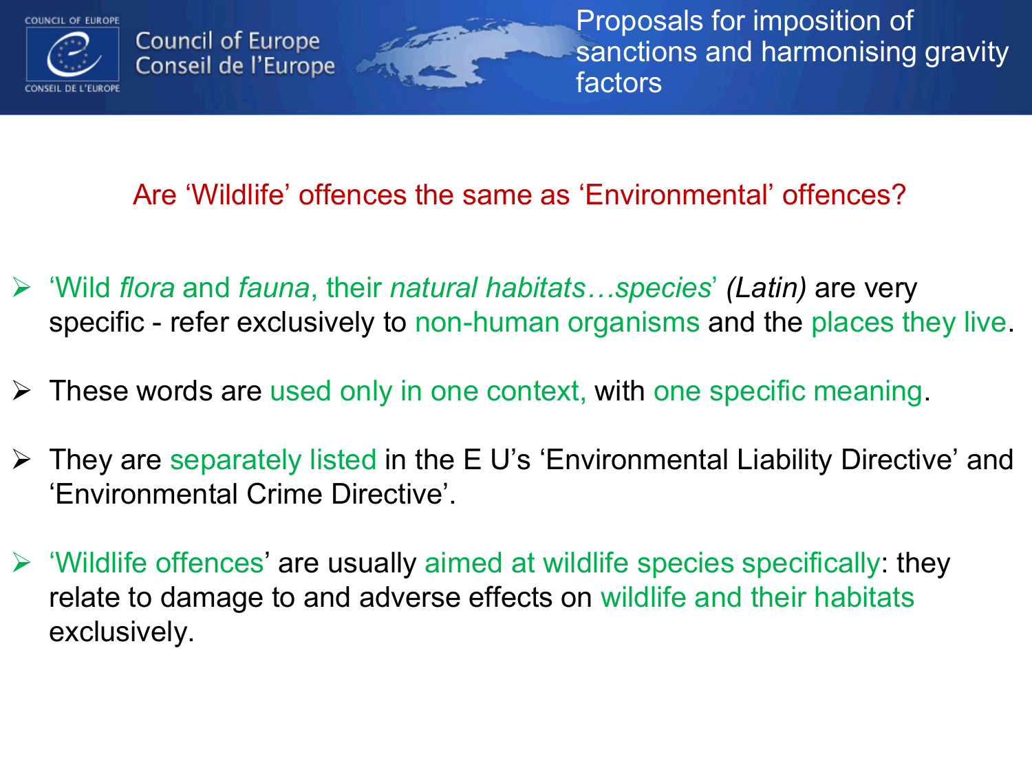## Are 'Wildlife' offences the same as 'Environmental' offences?

- 'Wild *flora* and *fauna*, their *natural habitats…species*' *(Latin)* are very specific - refer exclusively to non-human organisms and the places they live.
- These words are used only in one context, with one specific meaning.
- They are separately listed in the E U's 'Environmental Liability Directive' and 'Environmental Crime Directive'.
- 'Wildlife offences' are usually aimed at wildlife species specifically: they relate to damage to and adverse effects on wildlife and their habitats exclusively.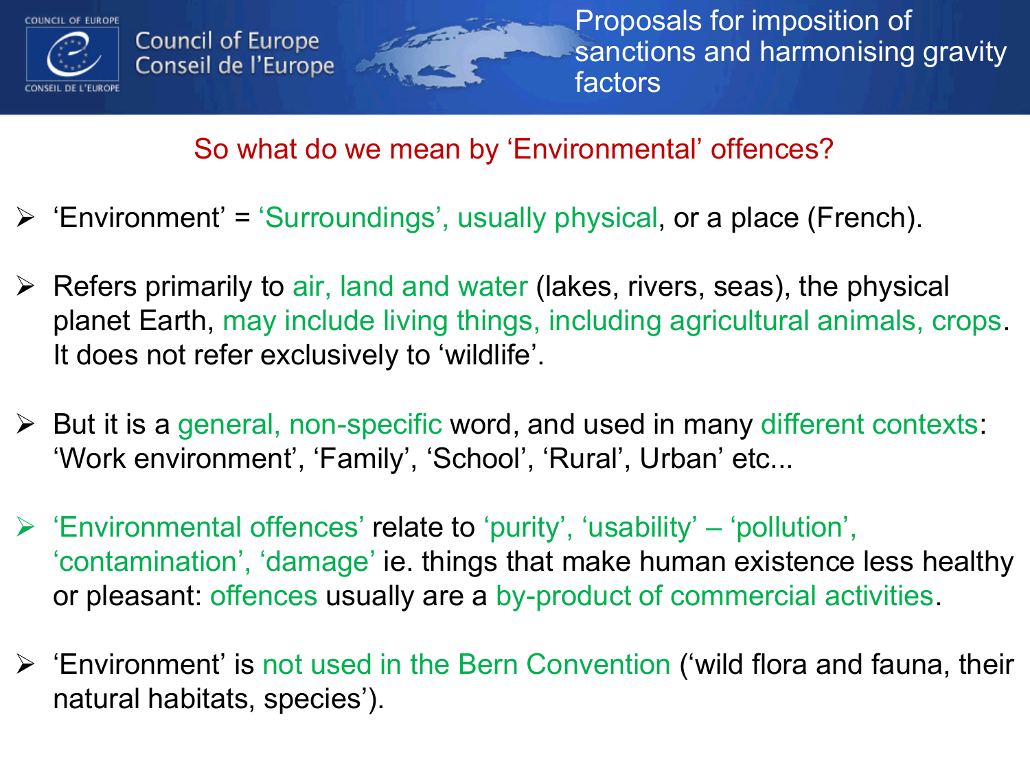## So what do we mean by 'Environmental' offences?

- 'Environment' = 'Surroundings', usually physical, or a place (French).
- Refers primarily to air, land and water (lakes, rivers, seas), the physical planet Earth, may include living things, including agricultural animals, crops. It does not refer exclusively to 'wildlife'.
- But it is a general, non-specific word, and used in many different contexts: 'Work environment', 'Family', 'School', 'Rural', Urban' etc...
- 'Environmental offences' relate to 'purity', 'usability' – 'pollution', 'contamination', 'damage' ie. things that make human existence less healthy or pleasant: offences usually are a by-product of commercial activities.
- 'Environment' is not used in the Bern Convention ('wild flora and fauna, their natural habitats, species').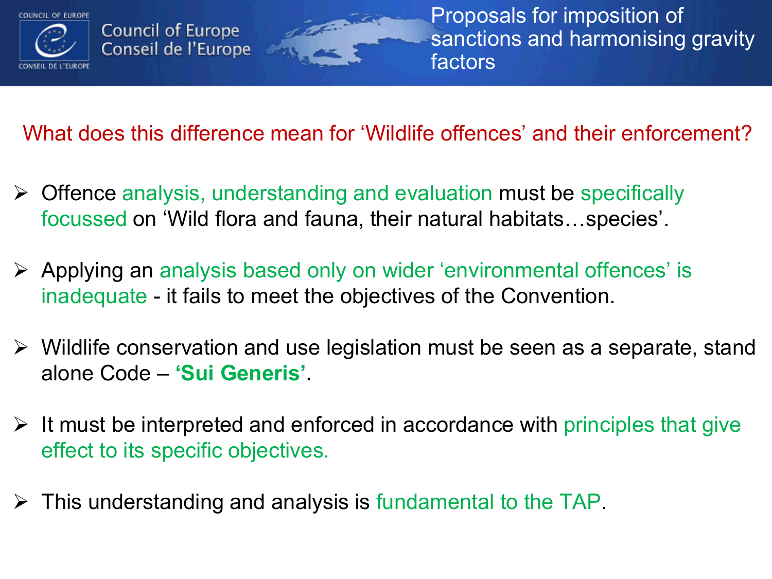# Proposals for imposition of sanctions and harmonising gravity factors

## What does this difference mean for 'Wildlife offences' and their enforcement?

- Offence analysis, understanding and evaluation must be specifically focussed on 'Wild flora and fauna, their natural habitats…species'.
- Applying an analysis based only on wider 'environmental offences' is inadequate - it fails to meet the objectives of the Convention.
- Wildlife conservation and use legislation must be seen as a separate, stand alone Code – **'Sui Generis'**.
- It must be interpreted and enforced in accordance with principles that give effect to its specific objectives.
- This understanding and analysis is fundamental to the TAP.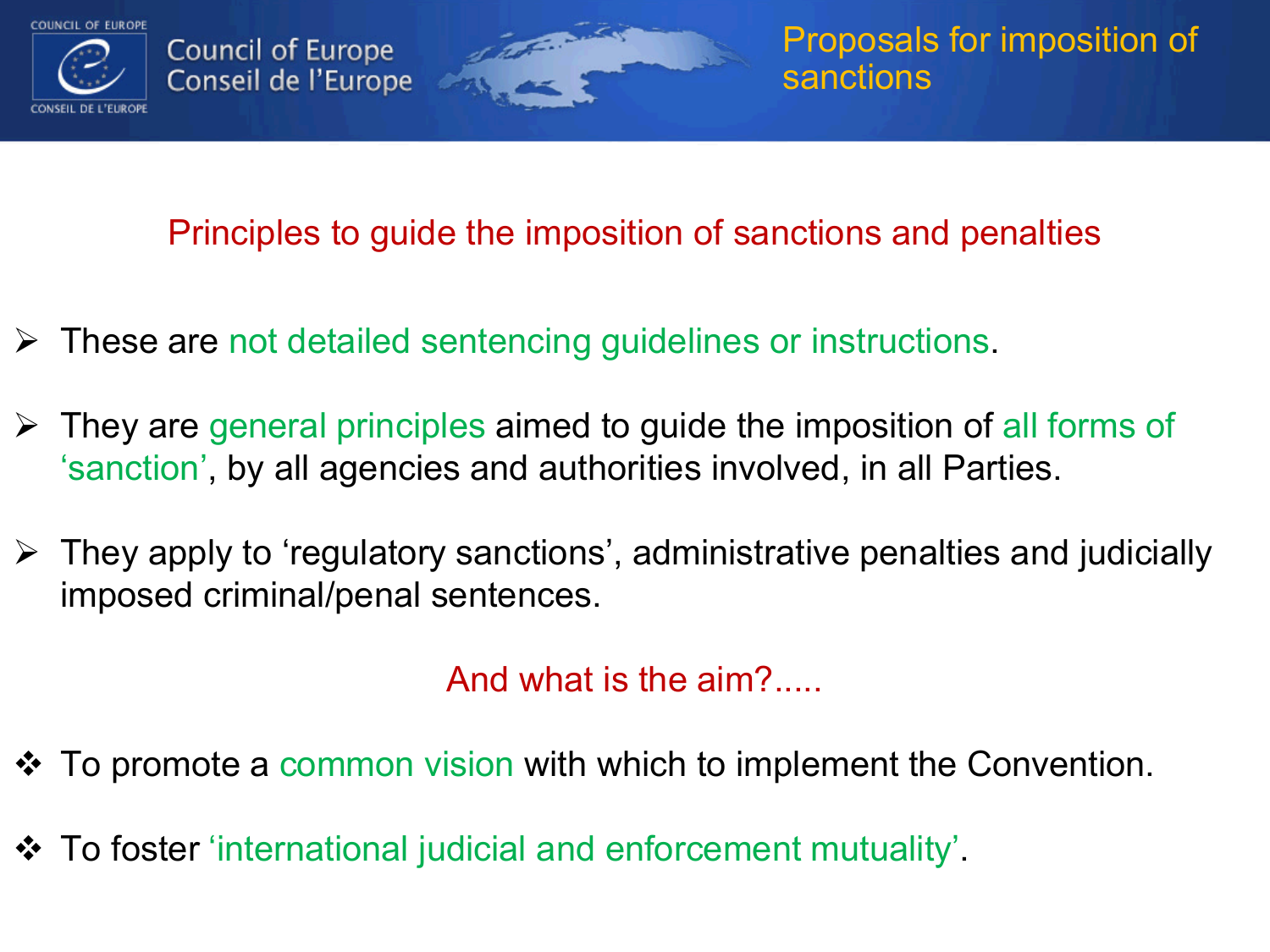# Proposals for imposition of sanctions

## Principles to guide the imposition of sanctions and penalties

- These are not detailed sentencing guidelines or instructions.
- They are general principles aimed to guide the imposition of all forms of 'sanction', by all agencies and authorities involved, in all Parties.
- They apply to 'regulatory sanctions', administrative penalties and judicially imposed criminal/penal sentences.

### And what is the aim?.....

- To promote a common vision with which to implement the Convention.
- To foster 'international judicial and enforcement mutuality'.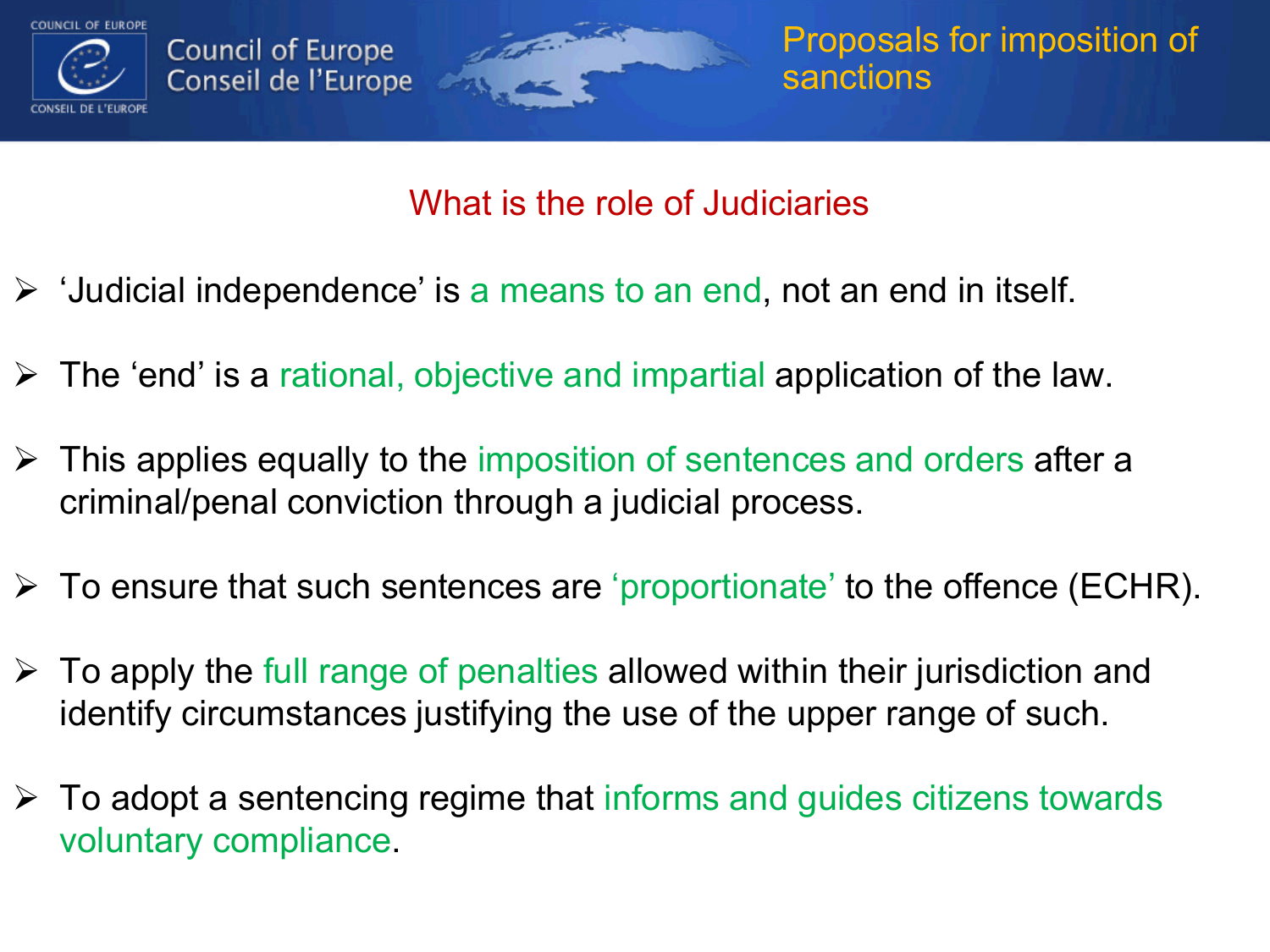# Proposals for imposition of sanctions

## What is the role of Judiciaries

- ‘Judicial independence’ is a means to an end, not an end in itself.
- The ‘end’ is a rational, objective and impartial application of the law.
- This applies equally to the imposition of sentences and orders after a criminal/penal conviction through a judicial process.
- To ensure that such sentences are ‘proportionate’ to the offence (ECHR).
- To apply the full range of penalties allowed within their jurisdiction and identify circumstances justifying the use of the upper range of such.
- To adopt a sentencing regime that informs and guides citizens towards voluntary compliance.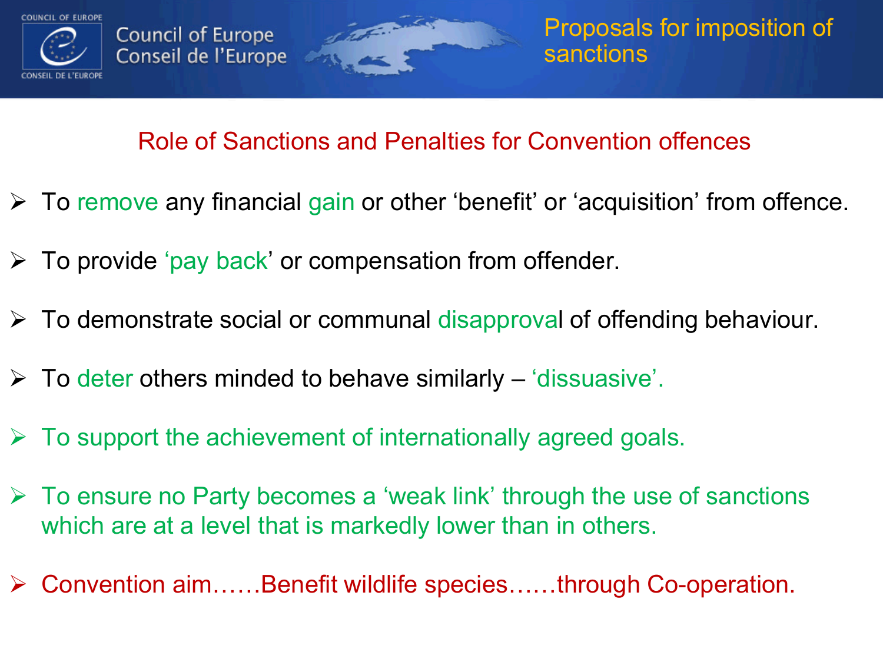# Proposals for imposition of sanctions

## Role of Sanctions and Penalties for Convention offences

- To remove any financial gain or other 'benefit' or 'acquisition' from offence.
- To provide 'pay back' or compensation from offender.
- To demonstrate social or communal disapproval of offending behaviour.
- To deter others minded to behave similarly – 'dissuasive'.
- To support the achievement of internationally agreed goals.
- To ensure no Party becomes a 'weak link' through the use of sanctions which are at a level that is markedly lower than in others.
- Convention aim……Benefit wildlife species……through Co-operation.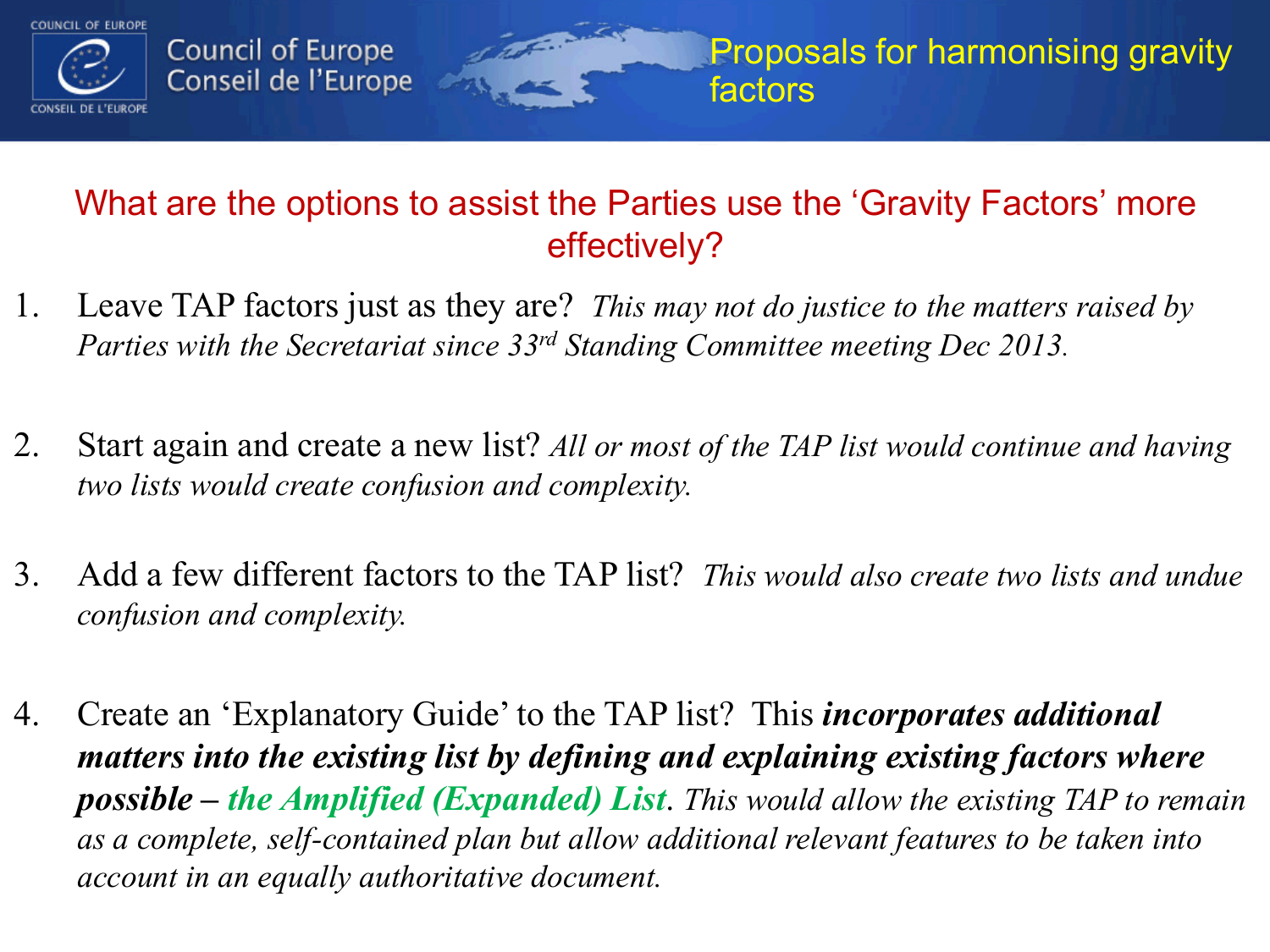# Proposals for harmonising gravity factors

## What are the options to assist the Parties use the 'Gravity Factors' more effectively?

1. Leave TAP factors just as they are? *This may not do justice to the matters raised by Parties with the Secretariat since 33rd Standing Committee meeting Dec 2013.*

2. Start again and create a new list? *All or most of the TAP list would continue and having two lists would create confusion and complexity.*

3. Add a few different factors to the TAP list? *This would also create two lists and undue confusion and complexity.*

4. Create an 'Explanatory Guide' to the TAP list? This ***incorporates additional matters into the existing list by defining and explaining existing factors where possible – the Amplified (Expanded) List***. *This would allow the existing TAP to remain as a complete, self-contained plan but allow additional relevant features to be taken into account in an equally authoritative document.*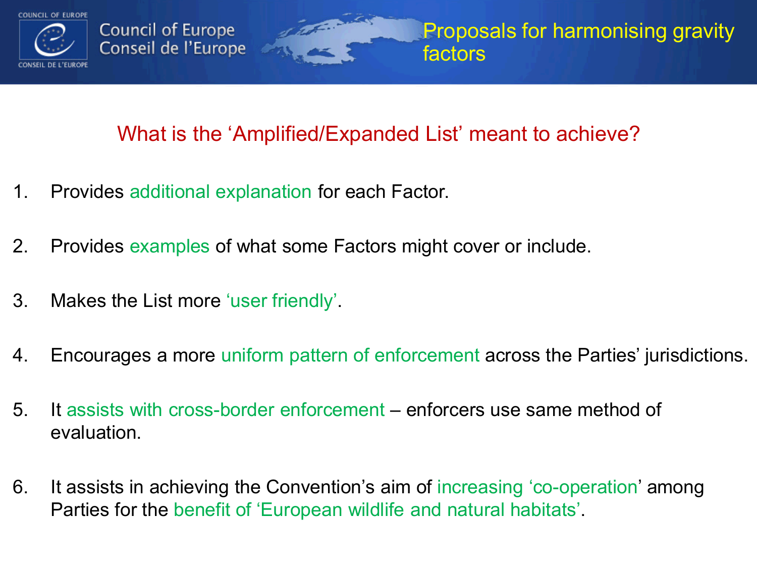# Proposals for harmonising gravity factors

## What is the 'Amplified/Expanded List' meant to achieve?

1. Provides additional explanation for each Factor.
2. Provides examples of what some Factors might cover or include.
3. Makes the List more 'user friendly'.
4. Encourages a more uniform pattern of enforcement across the Parties' jurisdictions.
5. It assists with cross-border enforcement – enforcers use same method of evaluation.
6. It assists in achieving the Convention's aim of increasing 'co-operation' among Parties for the benefit of 'European wildlife and natural habitats'.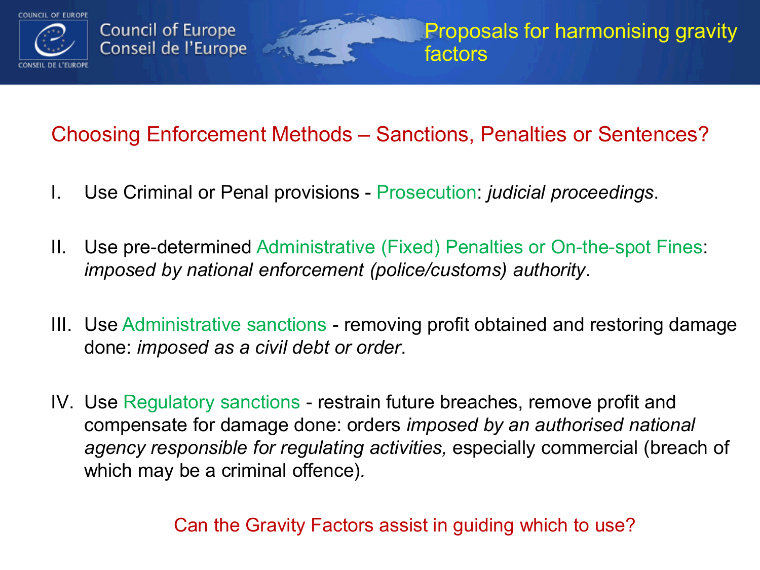# Proposals for harmonising gravity factors

## Choosing Enforcement Methods – Sanctions, Penalties or Sentences?

I. Use Criminal or Penal provisions - Prosecution: *judicial proceedings*.

II. Use pre-determined Administrative (Fixed) Penalties or On-the-spot Fines: *imposed by national enforcement (police/customs) authority*.

III. Use Administrative sanctions - removing profit obtained and restoring damage done: *imposed as a civil debt or order*.

IV. Use Regulatory sanctions - restrain future breaches, remove profit and compensate for damage done: orders *imposed by an authorised national agency responsible for regulating activities,* especially commercial (breach of which may be a criminal offence).

Can the Gravity Factors assist in guiding which to use?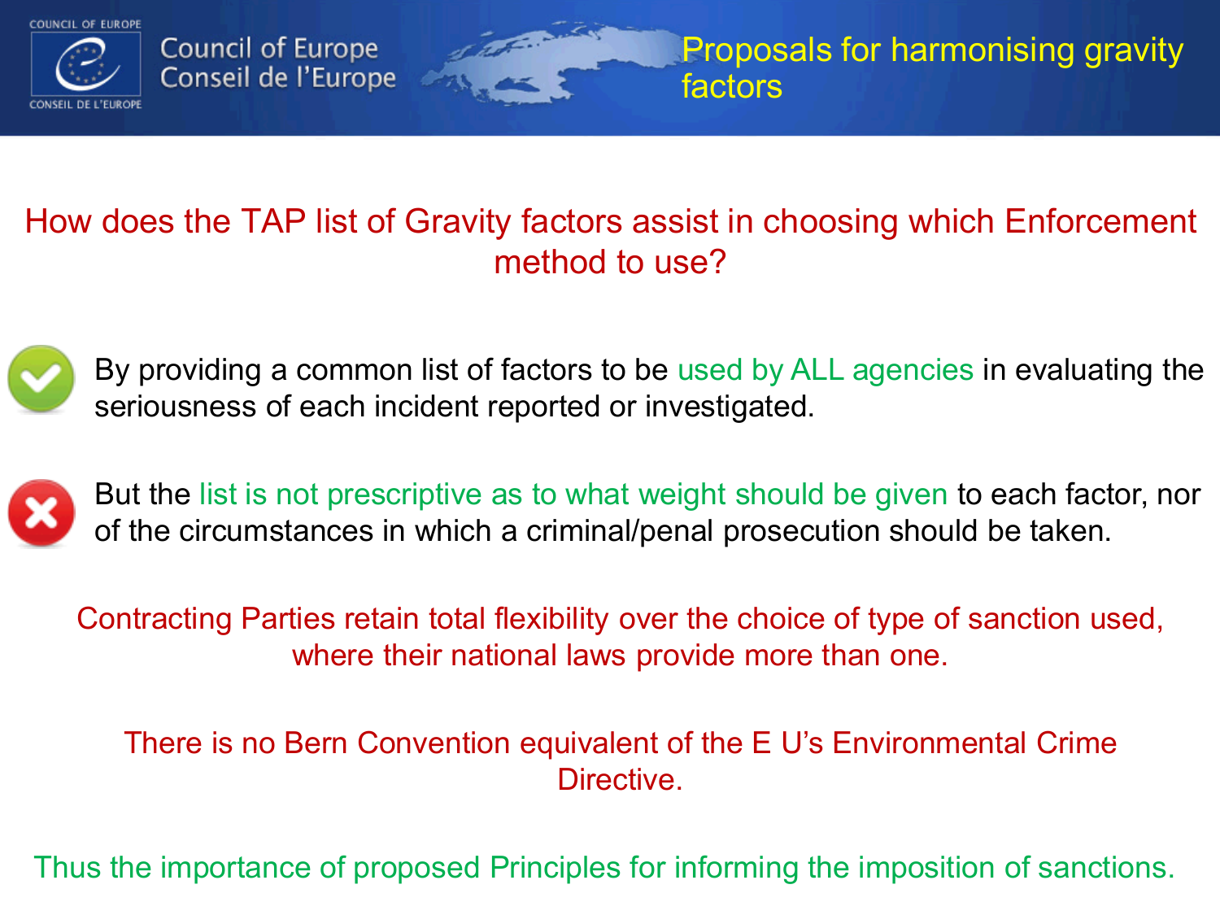# Proposals for harmonising gravity factors

## How does the TAP list of Gravity factors assist in choosing which Enforcement method to use?

- ✓ By providing a common list of factors to be used by ALL agencies in evaluating the seriousness of each incident reported or investigated.
- ✗ But the list is not prescriptive as to what weight should be given to each factor, nor of the circumstances in which a criminal/penal prosecution should be taken.

Contracting Parties retain total flexibility over the choice of type of sanction used, where their national laws provide more than one.

There is no Bern Convention equivalent of the E U's Environmental Crime Directive.

Thus the importance of proposed Principles for informing the imposition of sanctions.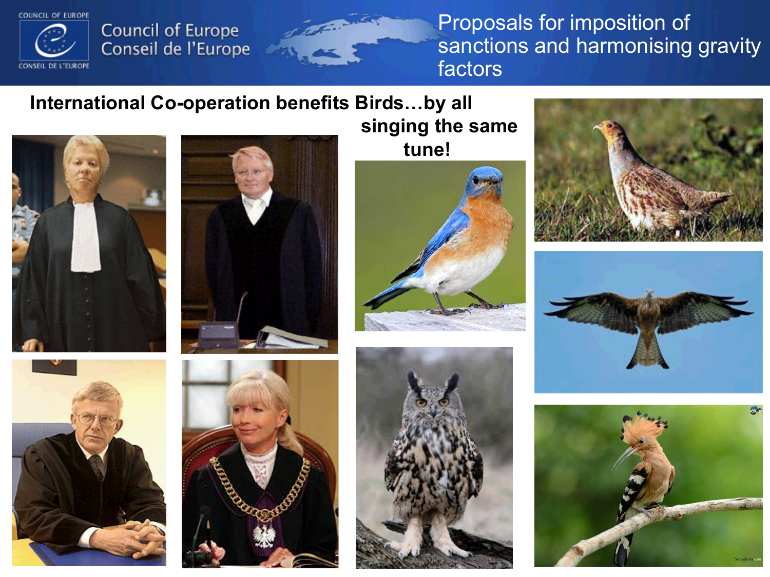Council of Europe
Conseil de l'Europe

# Proposals for imposition of sanctions and harmonising gravity factors

## International Co-operation benefits Birds…by all singing the same tune!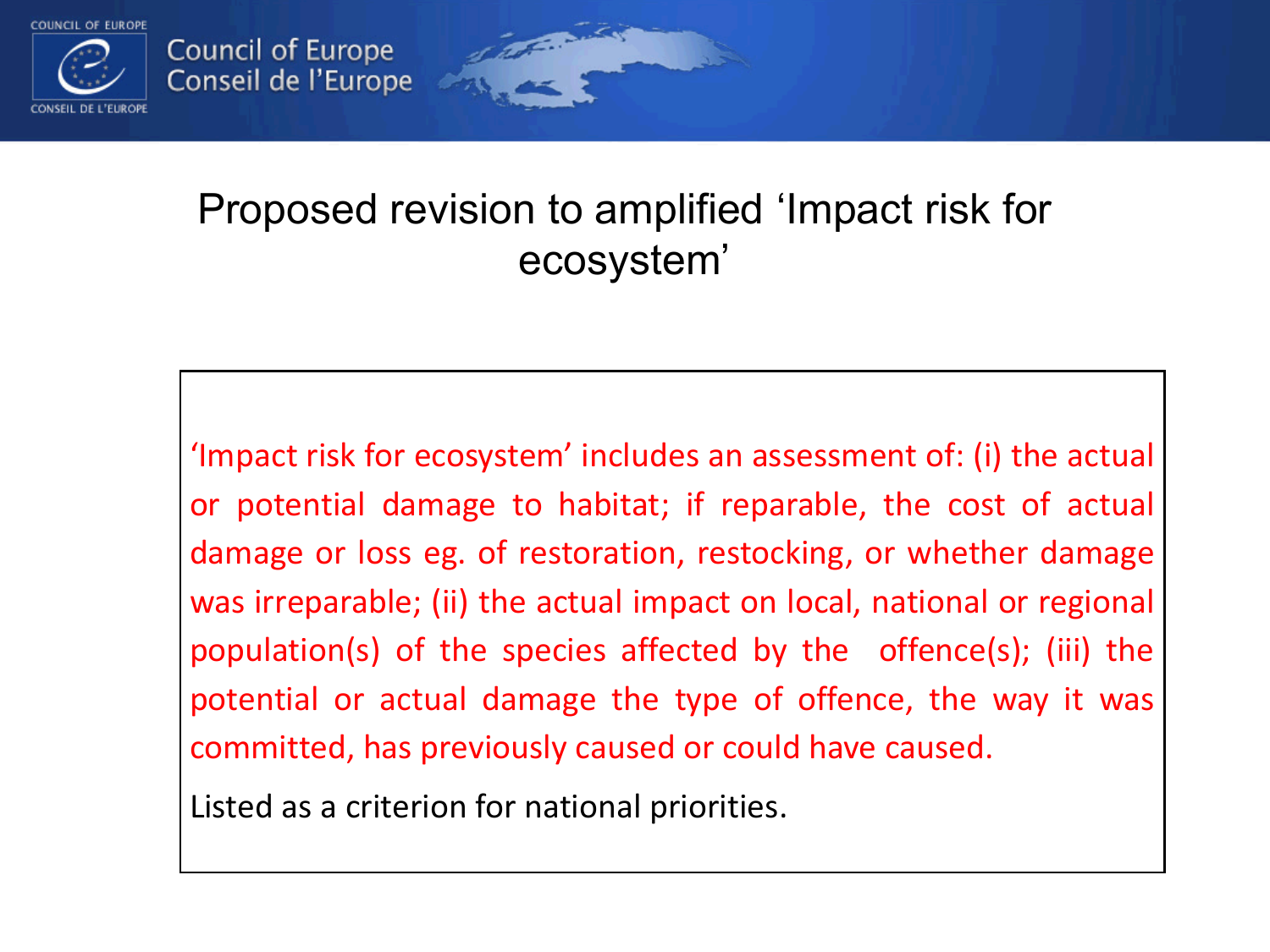# Proposed revision to amplified 'Impact risk for ecosystem'

'Impact risk for ecosystem' includes an assessment of: (i) the actual or potential damage to habitat; if reparable, the cost of actual damage or loss eg. of restoration, restocking, or whether damage was irreparable; (ii) the actual impact on local, national or regional population(s) of the species affected by the offence(s); (iii) the potential or actual damage the type of offence, the way it was committed, has previously caused or could have caused.

Listed as a criterion for national priorities.